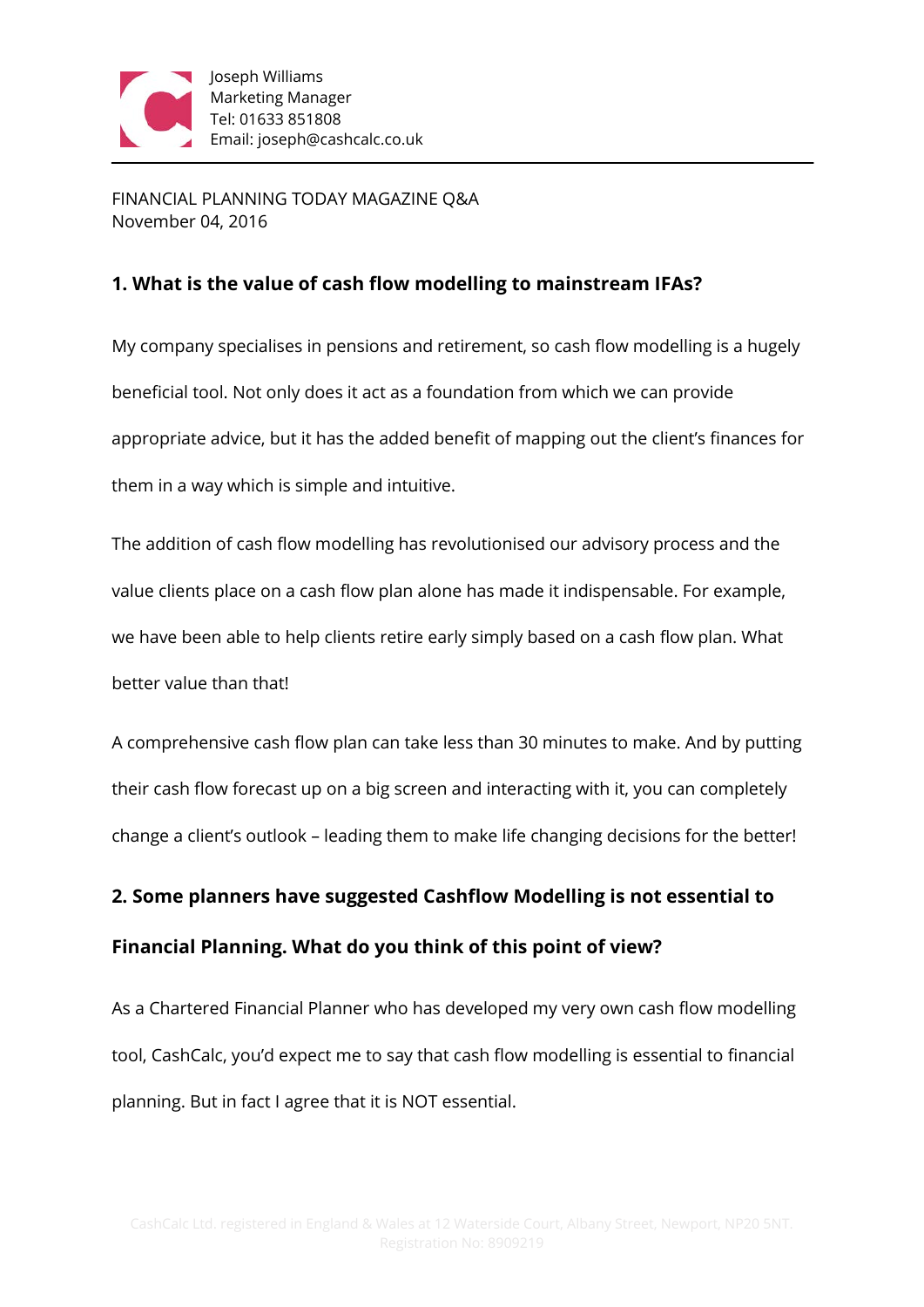Joseph Williams
Marketing Manager
Tel: 01633 851808
Email: joseph@cashcalc.co.uk

FINANCIAL PLANNING TODAY MAGAZINE Q&A
November 04, 2016

## 1. What is the value of cash flow modelling to mainstream IFAs?

My company specialises in pensions and retirement, so cash flow modelling is a hugely beneficial tool. Not only does it act as a foundation from which we can provide appropriate advice, but it has the added benefit of mapping out the client's finances for them in a way which is simple and intuitive.

The addition of cash flow modelling has revolutionised our advisory process and the value clients place on a cash flow plan alone has made it indispensable. For example, we have been able to help clients retire early simply based on a cash flow plan. What better value than that!

A comprehensive cash flow plan can take less than 30 minutes to make. And by putting their cash flow forecast up on a big screen and interacting with it, you can completely change a client's outlook – leading them to make life changing decisions for the better!

## 2. Some planners have suggested Cashflow Modelling is not essential to Financial Planning. What do you think of this point of view?

As a Chartered Financial Planner who has developed my very own cash flow modelling tool, CashCalc, you'd expect me to say that cash flow modelling is essential to financial planning. But in fact I agree that it is NOT essential.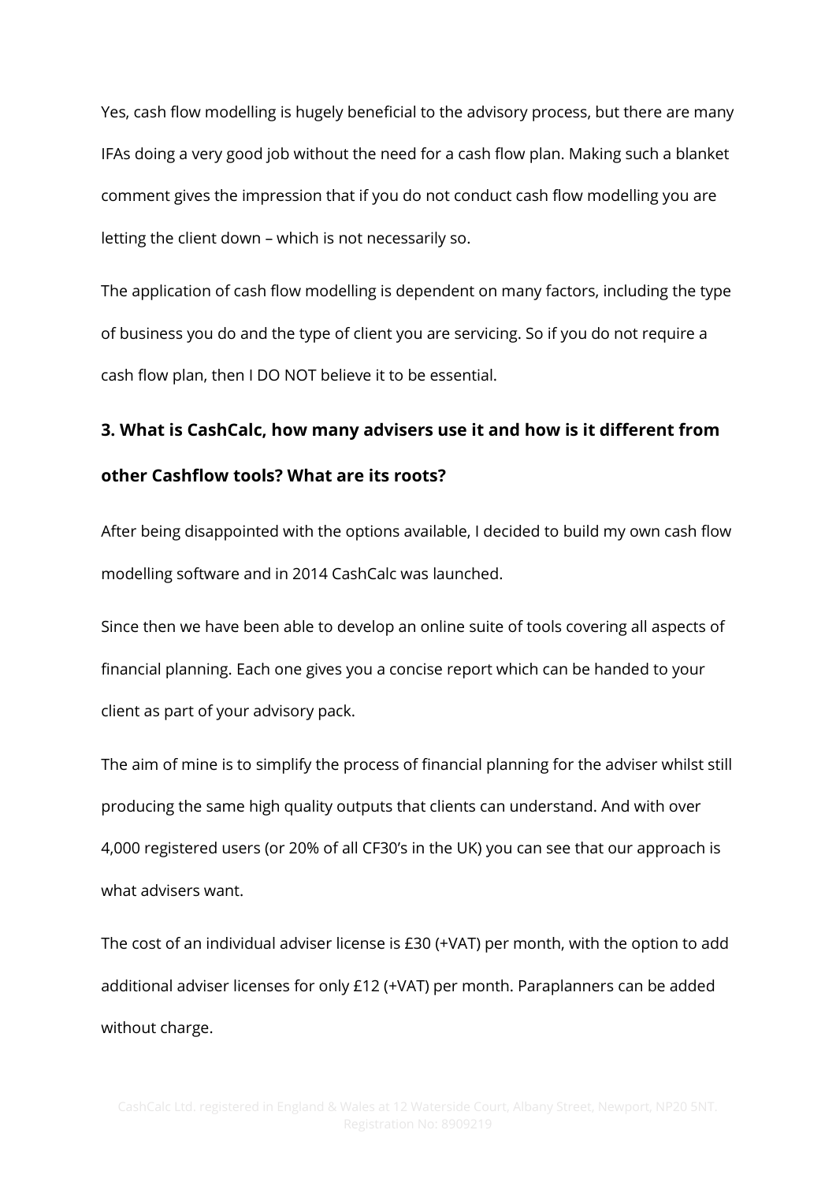Yes, cash flow modelling is hugely beneficial to the advisory process, but there are many IFAs doing a very good job without the need for a cash flow plan. Making such a blanket comment gives the impression that if you do not conduct cash flow modelling you are letting the client down – which is not necessarily so.

The application of cash flow modelling is dependent on many factors, including the type of business you do and the type of client you are servicing. So if you do not require a cash flow plan, then I DO NOT believe it to be essential.

**3. What is CashCalc, how many advisers use it and how is it different from other Cashflow tools? What are its roots?**

After being disappointed with the options available, I decided to build my own cash flow modelling software and in 2014 CashCalc was launched.

Since then we have been able to develop an online suite of tools covering all aspects of financial planning. Each one gives you a concise report which can be handed to your client as part of your advisory pack.

The aim of mine is to simplify the process of financial planning for the adviser whilst still producing the same high quality outputs that clients can understand. And with over 4,000 registered users (or 20% of all CF30's in the UK) you can see that our approach is what advisers want.

The cost of an individual adviser license is £30 (+VAT) per month, with the option to add additional adviser licenses for only £12 (+VAT) per month. Paraplanners can be added without charge.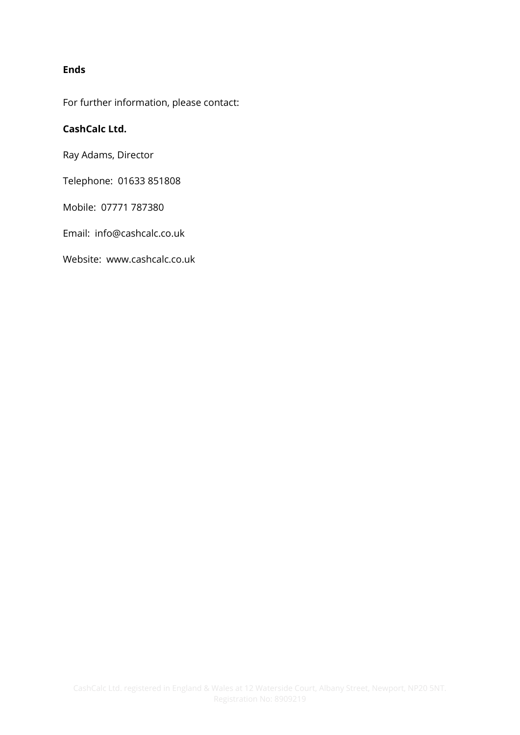**Ends**

For further information, please contact:

**CashCalc Ltd.**

Ray Adams, Director

Telephone: 01633 851808

Mobile: 07771 787380

Email: info@cashcalc.co.uk

Website: www.cashcalc.co.uk